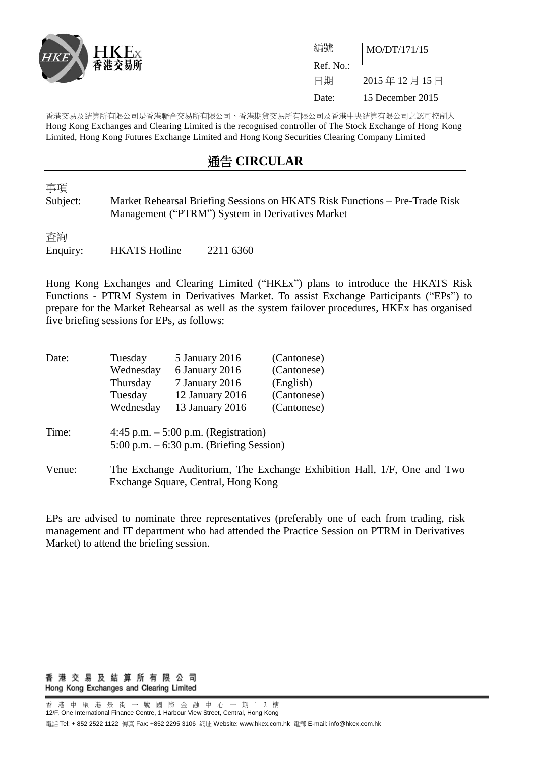HKEx 香港交易所

| | |
|---|---|
| 編號 Ref. No.: | MO/DT/171/15 |
| 日期 Date: | 2015 年 12 月 15 日 15 December 2015 |

香港交易及結算所有限公司是香港聯合交易所有限公司、香港期貨交易所有限公司及香港中央結算有限公司之認可控制人
Hong Kong Exchanges and Clearing Limited is the recognised controller of The Stock Exchange of Hong Kong Limited, Hong Kong Futures Exchange Limited and Hong Kong Securities Clearing Company Limited

# 通告 CIRCULAR

事項
Subject: Market Rehearsal Briefing Sessions on HKATS Risk Functions – Pre-Trade Risk Management ("PTRM") System in Derivatives Market

查詢
Enquiry: HKATS Hotline 2211 6360

Hong Kong Exchanges and Clearing Limited ("HKEx") plans to introduce the HKATS Risk Functions - PTRM System in Derivatives Market. To assist Exchange Participants ("EPs") to prepare for the Market Rehearsal as well as the system failover procedures, HKEx has organised five briefing sessions for EPs, as follows:

| | | | |
|---|---|---|---|
| Date: | Tuesday | 5 January 2016 | (Cantonese) |
| | Wednesday | 6 January 2016 | (Cantonese) |
| | Thursday | 7 January 2016 | (English) |
| | Tuesday | 12 January 2016 | (Cantonese) |
| | Wednesday | 13 January 2016 | (Cantonese) |

Time: 4:45 p.m. – 5:00 p.m. (Registration)
5:00 p.m. – 6:30 p.m. (Briefing Session)

Venue: The Exchange Auditorium, The Exchange Exhibition Hall, 1/F, One and Two Exchange Square, Central, Hong Kong

EPs are advised to nominate three representatives (preferably one of each from trading, risk management and IT department who had attended the Practice Session on PTRM in Derivatives Market) to attend the briefing session.

香港交易及結算所有限公司
Hong Kong Exchanges and Clearing Limited

香港中環港景街一號國際金融中心一期12樓
12/F, One International Finance Centre, 1 Harbour View Street, Central, Hong Kong
電話 Tel: + 852 2522 1122 傳真 Fax: +852 2295 3106 網址 Website: www.hkex.com.hk 電郵 E-mail: info@hkex.com.hk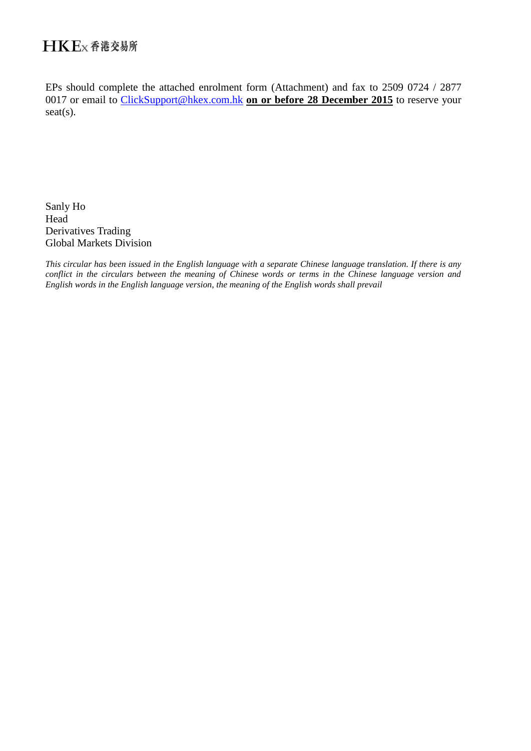EPs should complete the attached enrolment form (Attachment) and fax to 2509 0724 / 2877 0017 or email to ClickSupport@hkex.com.hk **on or before 28 December 2015** to reserve your seat(s).

Sanly Ho
Head
Derivatives Trading
Global Markets Division

*This circular has been issued in the English language with a separate Chinese language translation. If there is any conflict in the circulars between the meaning of Chinese words or terms in the Chinese language version and English words in the English language version, the meaning of the English words shall prevail*